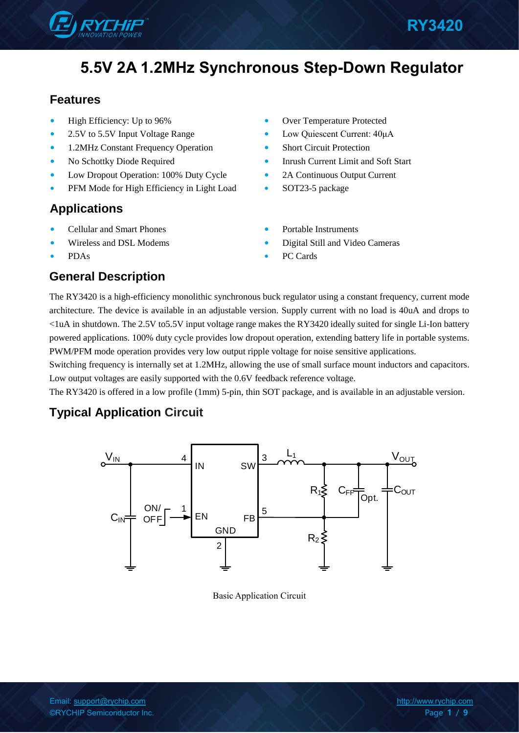# 5.5V 2A 1.2MHz Synchronous Step-Down Regulator

## Features

- High Efficiency: Up to 96%
- 2.5V to 5.5V Input Voltage Range
- 1.2MHz Constant Frequency Operation
- No Schottky Diode Required
- Low Dropout Operation: 100% Duty Cycle
- PFM Mode for High Efficiency in Light Load
- Over Temperature Protected
- Low Quiescent Current: 40μA
- Short Circuit Protection
- Inrush Current Limit and Soft Start
- 2A Continuous Output Current
- SOT23-5 package

## Applications

- Cellular and Smart Phones
- Wireless and DSL Modems
- PDAs
- Portable Instruments
- Digital Still and Video Cameras
- PC Cards

## General Description

The RY3420 is a high-efficiency monolithic synchronous buck regulator using a constant frequency, current mode architecture. The device is available in an adjustable version. Supply current with no load is 40uA and drops to <1uA in shutdown. The 2.5V to5.5V input voltage range makes the RY3420 ideally suited for single Li-Ion battery powered applications. 100% duty cycle provides low dropout operation, extending battery life in portable systems. PWM/PFM mode operation provides very low output ripple voltage for noise sensitive applications.
Switching frequency is internally set at 1.2MHz, allowing the use of small surface mount inductors and capacitors. Low output voltages are easily supported with the 0.6V feedback reference voltage.
The RY3420 is offered in a low profile (1mm) 5-pin, thin SOT package, and is available in an adjustable version.

## Typical Application Circuit

Basic Application Circuit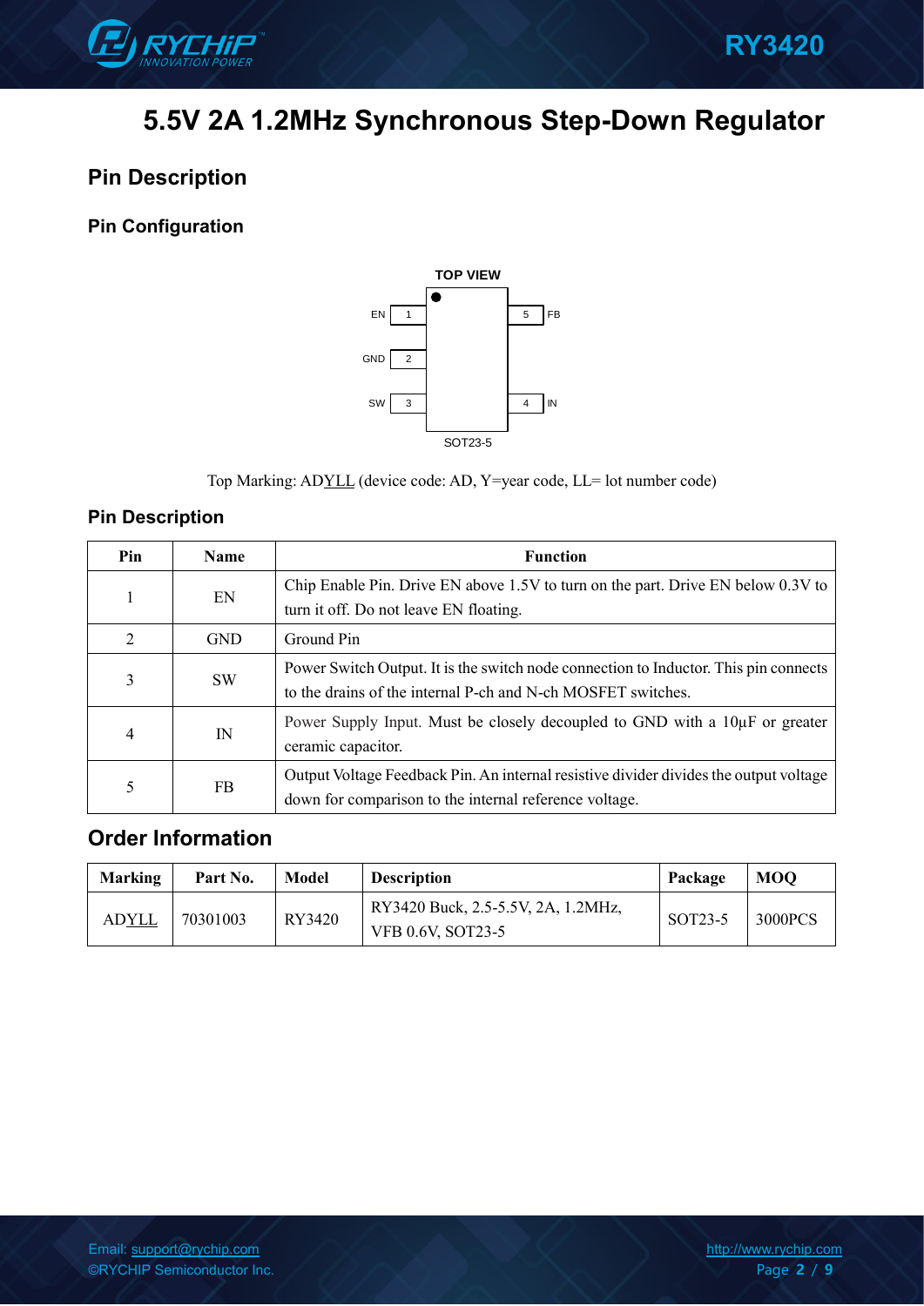# 5.5V 2A 1.2MHz Synchronous Step-Down Regulator

## Pin Description

### Pin Configuration

TOP VIEW

| Pin | Name | | Pin | Name |
|---|---|---|---|---|
| 1 | EN | | 5 | FB |
| 2 | GND | | | |
| 3 | SW | | 4 | IN |

SOT23-5

Top Marking: ADYLL (device code: AD, Y=year code, LL= lot number code)

### Pin Description

| Pin | Name | Function |
|---|---|---|
| 1 | EN | Chip Enable Pin. Drive EN above 1.5V to turn on the part. Drive EN below 0.3V to turn it off. Do not leave EN floating. |
| 2 | GND | Ground Pin |
| 3 | SW | Power Switch Output. It is the switch node connection to Inductor. This pin connects to the drains of the internal P-ch and N-ch MOSFET switches. |
| 4 | IN | Power Supply Input. Must be closely decoupled to GND with a 10μF or greater ceramic capacitor. |
| 5 | FB | Output Voltage Feedback Pin. An internal resistive divider divides the output voltage down for comparison to the internal reference voltage. |

## Order Information

| Marking | Part No. | Model | Description | Package | MOQ |
|---|---|---|---|---|---|
| ADYLL | 70301003 | RY3420 | RY3420 Buck, 2.5-5.5V, 2A, 1.2MHz, VFB 0.6V, SOT23-5 | SOT23-5 | 3000PCS |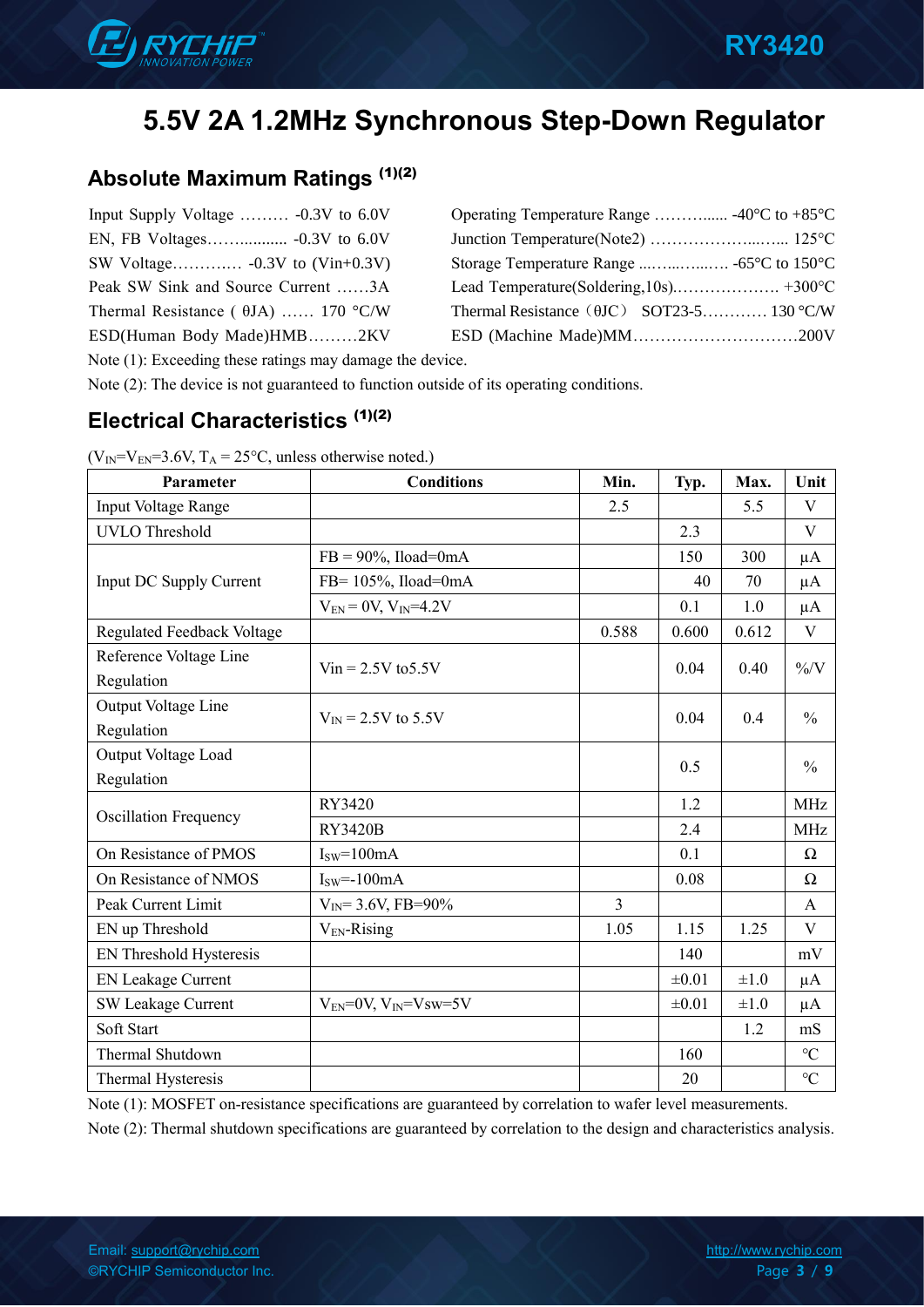# 5.5V 2A 1.2MHz Synchronous Step-Down Regulator

## Absolute Maximum Ratings (1)(2)

Input Supply Voltage ……… -0.3V to 6.0V
EN, FB Voltages……........ -0.3V to 6.0V
SW Voltage……….… -0.3V to (Vin+0.3V)
Peak SW Sink and Source Current ……3A
Thermal Resistance ( θJA) …… 170 °C/W
ESD(Human Body Made)HMB………2KV
Operating Temperature Range ………..... -40°C to +85°C
Junction Temperature(Note2) ………………...….. 125°C
Storage Temperature Range ...…...…....…. -65°C to 150°C
Lead Temperature(Soldering,10s)………………. +300°C
Thermal Resistance（θJC） SOT23-5………… 130 °C/W
ESD (Machine Made)MM…………………………200V

Note (1): Exceeding these ratings may damage the device.

Note (2): The device is not guaranteed to function outside of its operating conditions.

## Electrical Characteristics (1)(2)

($V_{IN}$=$V_{EN}$=3.6V, $T_A$ = 25°C, unless otherwise noted.)

| Parameter | Conditions | Min. | Typ. | Max. | Unit |
|---|---|---|---|---|---|
| Input Voltage Range | | 2.5 | | 5.5 | V |
| UVLO Threshold | | | 2.3 | | V |
| Input DC Supply Current | FB = 90%, Iload=0mA | | 150 | 300 | μA |
| | FB= 105%, Iload=0mA | | 40 | 70 | μA |
| | $V_{EN}$ = 0V, $V_{IN}$=4.2V | | 0.1 | 1.0 | μA |
| Regulated Feedback Voltage | | 0.588 | 0.600 | 0.612 | V |
| Reference Voltage Line Regulation | Vin = 2.5V to5.5V | | 0.04 | 0.40 | %/V |
| Output Voltage Line Regulation | $V_{IN}$ = 2.5V to 5.5V | | 0.04 | 0.4 | % |
| Output Voltage Load Regulation | | | 0.5 | | % |
| Oscillation Frequency | RY3420 | | 1.2 | | MHz |
| | RY3420B | | 2.4 | | MHz |
| On Resistance of PMOS | $I_{SW}$=100mA | | 0.1 | | Ω |
| On Resistance of NMOS | $I_{SW}$=-100mA | | 0.08 | | Ω |
| Peak Current Limit | $V_{IN}$= 3.6V, FB=90% | 3 | | | A |
| EN up Threshold | $V_{EN}$-Rising | 1.05 | 1.15 | 1.25 | V |
| EN Threshold Hysteresis | | | 140 | | mV |
| EN Leakage Current | | | ±0.01 | ±1.0 | μA |
| SW Leakage Current | $V_{EN}$=0V, $V_{IN}$=Vsw=5V | | ±0.01 | ±1.0 | μA |
| Soft Start | | | | 1.2 | mS |
| Thermal Shutdown | | | 160 | | °C |
| Thermal Hysteresis | | | 20 | | °C |

Note (1): MOSFET on-resistance specifications are guaranteed by correlation to wafer level measurements.

Note (2): Thermal shutdown specifications are guaranteed by correlation to the design and characteristics analysis.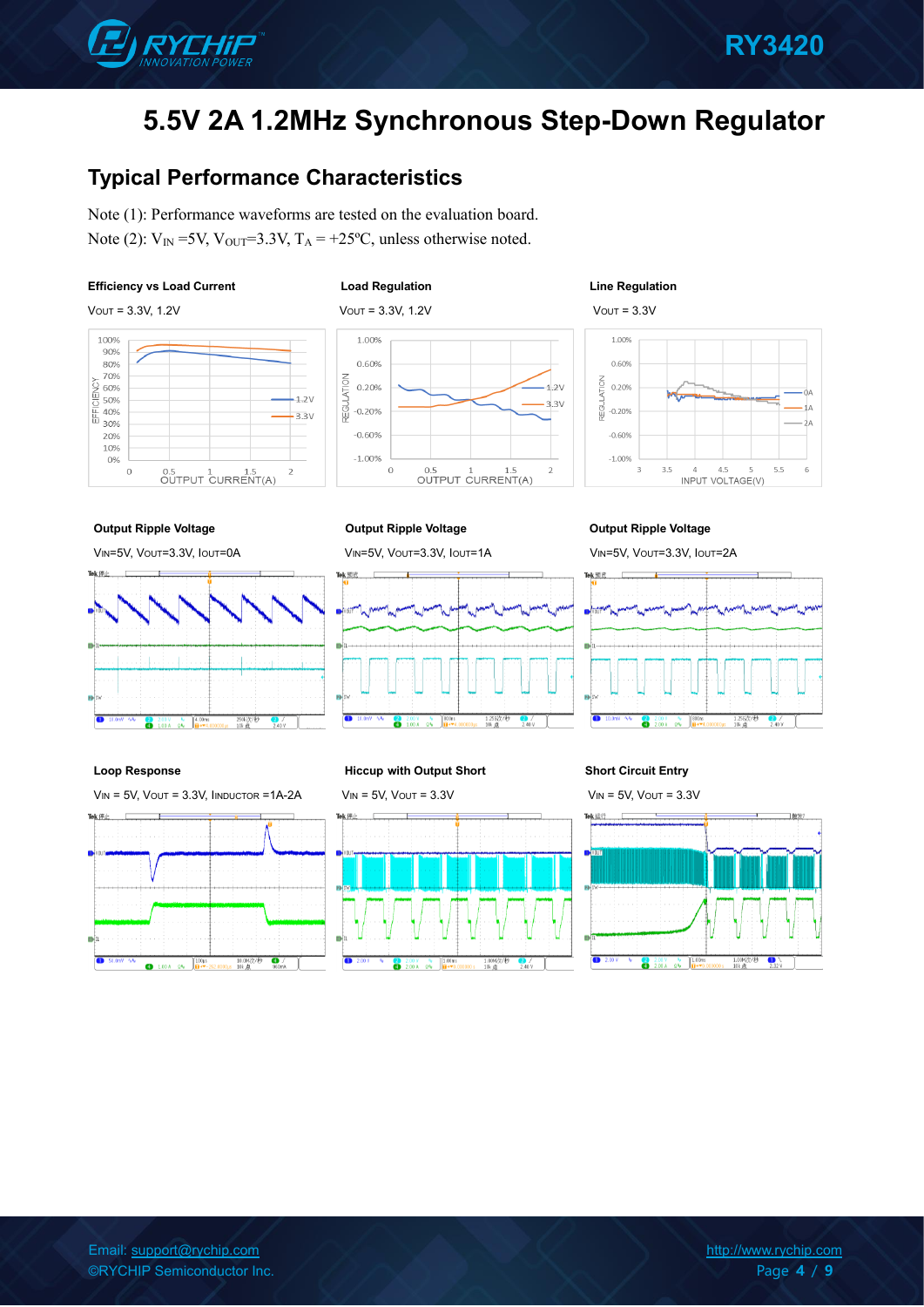# 5.5V 2A 1.2MHz Synchronous Step-Down Regulator

## Typical Performance Characteristics

Note (1): Performance waveforms are tested on the evaluation board.

Note (2): $V_{IN}$ =5V, $V_{OUT}$=3.3V, $T_A$ = +25ºC, unless otherwise noted.

**Efficiency vs Load Current**

$V_{OUT}$ = 3.3V, 1.2V

**Load Regulation**

$V_{OUT}$ = 3.3V, 1.2V

**Line Regulation**

$V_{OUT}$ = 3.3V

**Output Ripple Voltage**

$V_{IN}$=5V, $V_{OUT}$=3.3V, $I_{OUT}$=0A

**Output Ripple Voltage**

$V_{IN}$=5V, $V_{OUT}$=3.3V, $I_{OUT}$=1A

**Output Ripple Voltage**

$V_{IN}$=5V, $V_{OUT}$=3.3V, $I_{OUT}$=2A

**Loop Response**

$V_{IN}$ = 5V, $V_{OUT}$ = 3.3V, $I_{INDUCTOR}$ =1A-2A

**Hiccup with Output Short**

$V_{IN}$ = 5V, $V_{OUT}$ = 3.3V

**Short Circuit Entry**

$V_{IN}$ = 5V, $V_{OUT}$ = 3.3V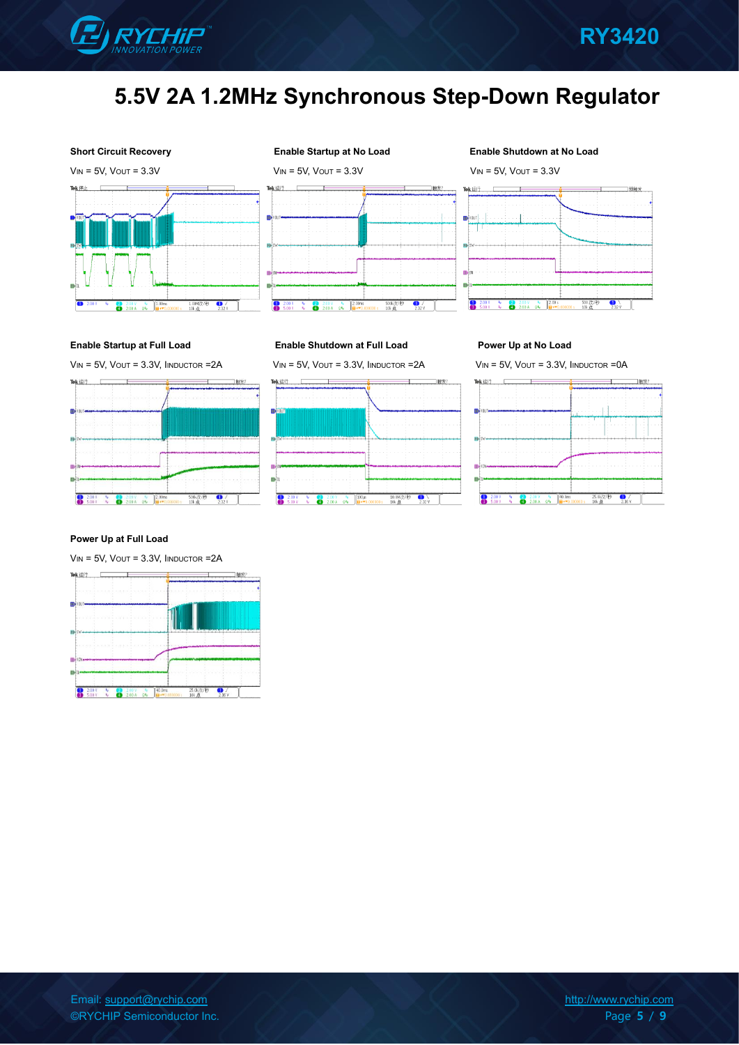## 5.5V 2A 1.2MHz Synchronous Step-Down Regulator

**Short Circuit Recovery**

$V_{IN}$ = 5V, $V_{OUT}$ = 3.3V

**Enable Startup at No Load**

$V_{IN}$ = 5V, $V_{OUT}$ = 3.3V

**Enable Shutdown at No Load**

$V_{IN}$ = 5V, $V_{OUT}$ = 3.3V

**Enable Startup at Full Load**

$V_{IN}$ = 5V, $V_{OUT}$ = 3.3V, $I_{INDUCTOR}$ =2A

**Enable Shutdown at Full Load**

$V_{IN}$ = 5V, $V_{OUT}$ = 3.3V, $I_{INDUCTOR}$ =2A

**Power Up at No Load**

$V_{IN}$ = 5V, $V_{OUT}$ = 3.3V, $I_{INDUCTOR}$ =0A

**Power Up at Full Load**

$V_{IN}$ = 5V, $V_{OUT}$ = 3.3V, $I_{INDUCTOR}$ =2A

Email: support@rychip.com
©RYCHIP Semiconductor Inc.

http://www.rychip.com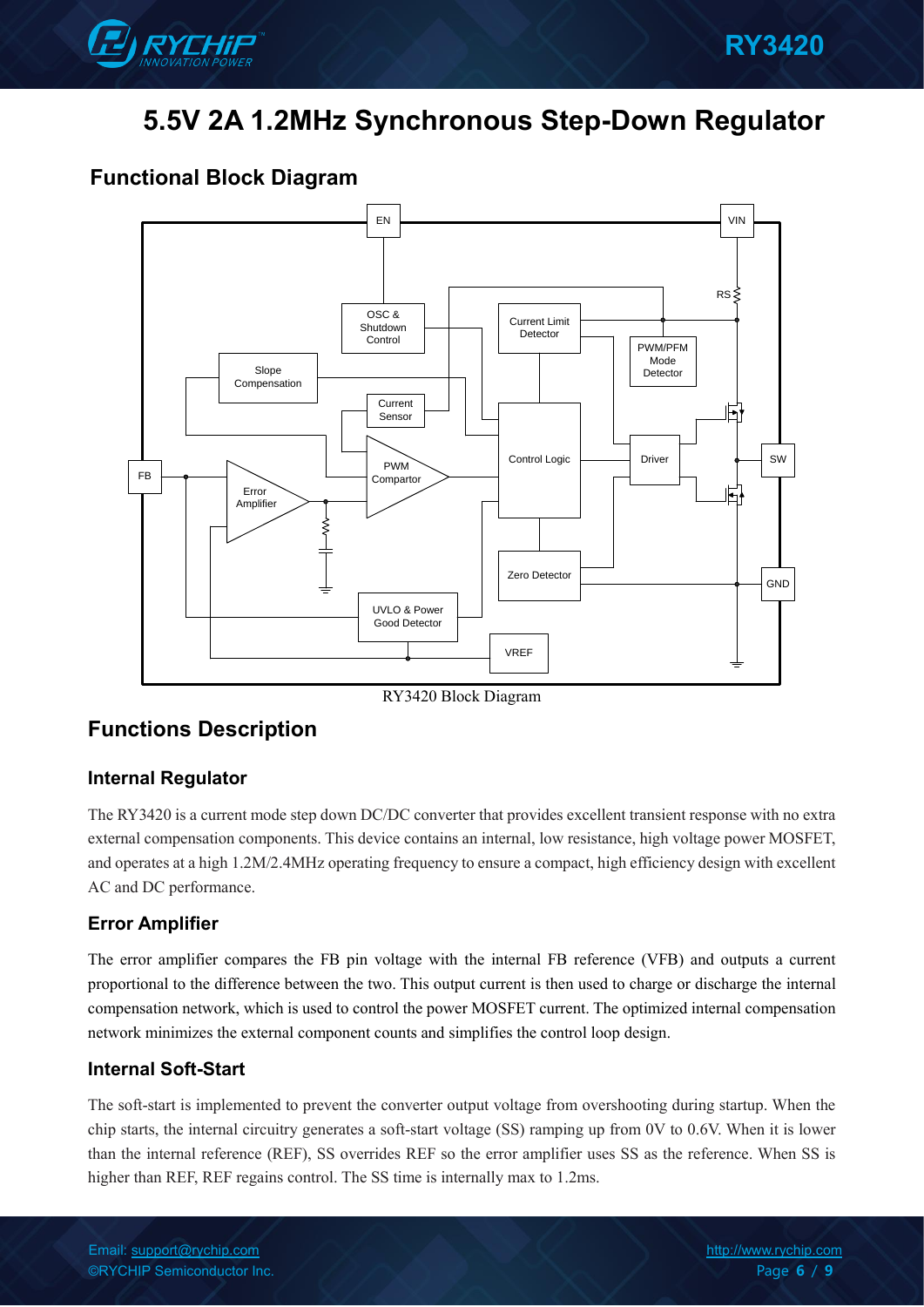# 5.5V 2A 1.2MHz Synchronous Step-Down Regulator

## Functional Block Diagram

RY3420 Block Diagram

## Functions Description

### Internal Regulator

The RY3420 is a current mode step down DC/DC converter that provides excellent transient response with no extra external compensation components. This device contains an internal, low resistance, high voltage power MOSFET, and operates at a high 1.2M/2.4MHz operating frequency to ensure a compact, high efficiency design with excellent AC and DC performance.

### Error Amplifier

The error amplifier compares the FB pin voltage with the internal FB reference (VFB) and outputs a current proportional to the difference between the two. This output current is then used to charge or discharge the internal compensation network, which is used to control the power MOSFET current. The optimized internal compensation network minimizes the external component counts and simplifies the control loop design.

### Internal Soft-Start

The soft-start is implemented to prevent the converter output voltage from overshooting during startup. When the chip starts, the internal circuitry generates a soft-start voltage (SS) ramping up from 0V to 0.6V. When it is lower than the internal reference (REF), SS overrides REF so the error amplifier uses SS as the reference. When SS is higher than REF, REF regains control. The SS time is internally max to 1.2ms.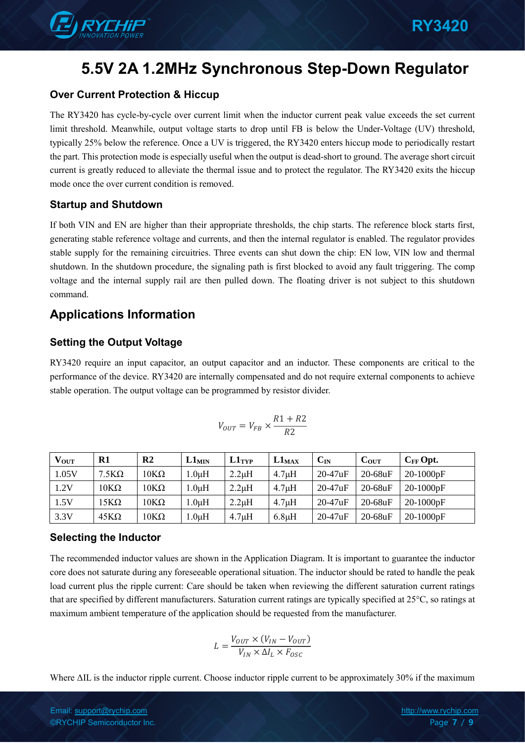# 5.5V 2A 1.2MHz Synchronous Step-Down Regulator

### Over Current Protection & Hiccup

The RY3420 has cycle-by-cycle over current limit when the inductor current peak value exceeds the set current limit threshold. Meanwhile, output voltage starts to drop until FB is below the Under-Voltage (UV) threshold, typically 25% below the reference. Once a UV is triggered, the RY3420 enters hiccup mode to periodically restart the part. This protection mode is especially useful when the output is dead-short to ground. The average short circuit current is greatly reduced to alleviate the thermal issue and to protect the regulator. The RY3420 exits the hiccup mode once the over current condition is removed.

### Startup and Shutdown

If both VIN and EN are higher than their appropriate thresholds, the chip starts. The reference block starts first, generating stable reference voltage and currents, and then the internal regulator is enabled. The regulator provides stable supply for the remaining circuitries. Three events can shut down the chip: EN low, VIN low and thermal shutdown. In the shutdown procedure, the signaling path is first blocked to avoid any fault triggering. The comp voltage and the internal supply rail are then pulled down. The floating driver is not subject to this shutdown command.

## Applications Information

### Setting the Output Voltage

RY3420 require an input capacitor, an output capacitor and an inductor. These components are critical to the performance of the device. RY3420 are internally compensated and do not require external components to achieve stable operation. The output voltage can be programmed by resistor divider.

$$V_{OUT} = V_{FB} \times \frac{R1 + R2}{R2}$$

| $V_{OUT}$ | R1 | R2 | $L1_{MIN}$ | $L1_{TYP}$ | $L1_{MAX}$ | $C_{IN}$ | $C_{OUT}$ | $C_{FF}$ Opt. |
|---|---|---|---|---|---|---|---|---|
| 1.05V | 7.5KΩ | 10KΩ | 1.0μH | 2.2μH | 4.7μH | 20-47uF | 20-68uF | 20-1000pF |
| 1.2V | 10KΩ | 10KΩ | 1.0μH | 2.2μH | 4.7μH | 20-47uF | 20-68uF | 20-1000pF |
| 1.5V | 15KΩ | 10KΩ | 1.0μH | 2.2μH | 4.7μH | 20-47uF | 20-68uF | 20-1000pF |
| 3.3V | 45KΩ | 10KΩ | 1.0μH | 4.7μH | 6.8μH | 20-47uF | 20-68uF | 20-1000pF |

### Selecting the Inductor

The recommended inductor values are shown in the Application Diagram. It is important to guarantee the inductor core does not saturate during any foreseeable operational situation. The inductor should be rated to handle the peak load current plus the ripple current: Care should be taken when reviewing the different saturation current ratings that are specified by different manufacturers. Saturation current ratings are typically specified at 25°C, so ratings at maximum ambient temperature of the application should be requested from the manufacturer.

$$L = \frac{V_{OUT} \times (V_{IN} - V_{OUT})}{V_{IN} \times \Delta I_L \times F_{OSC}}$$

Where ΔIL is the inductor ripple current. Choose inductor ripple current to be approximately 30% if the maximum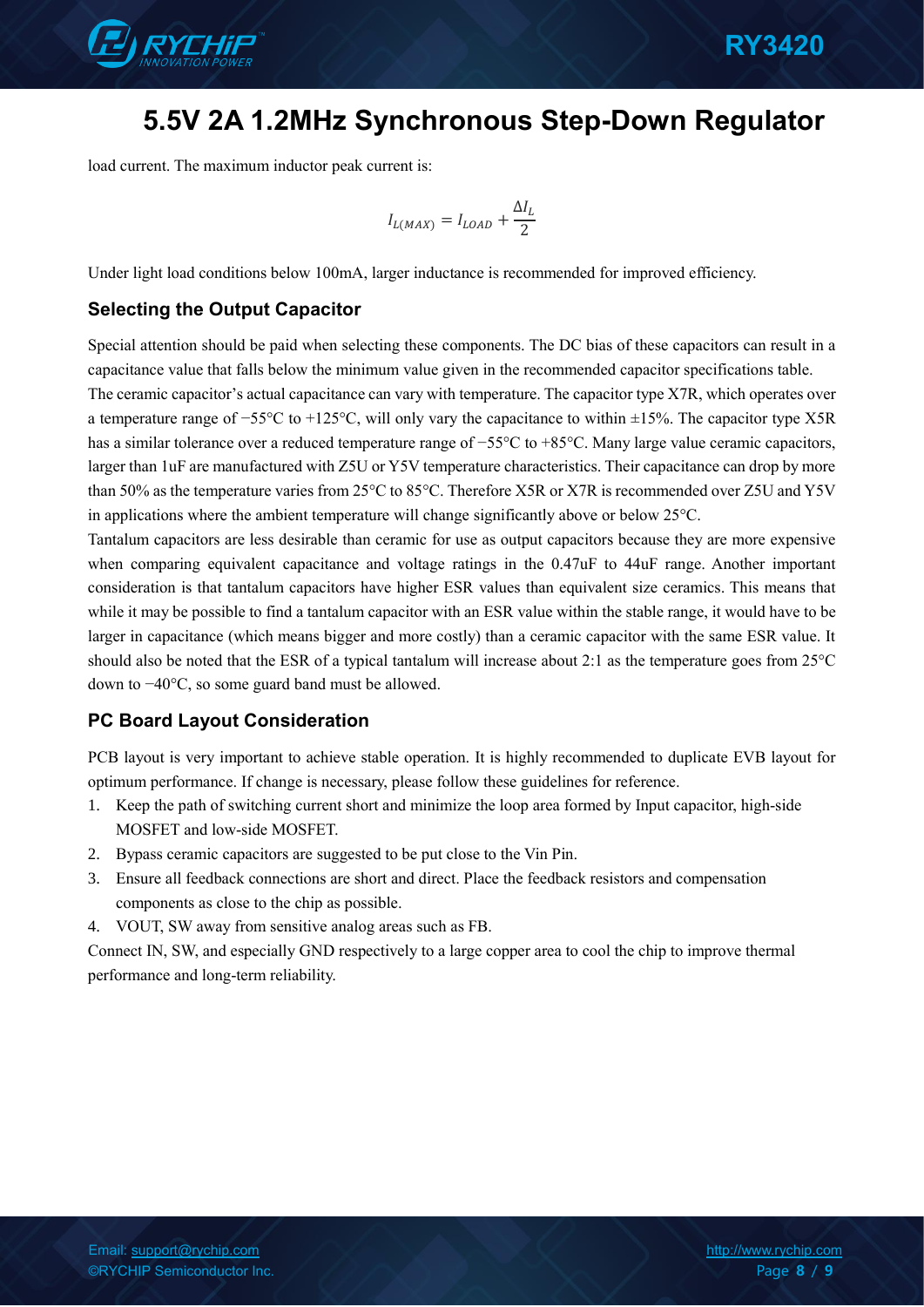load current. The maximum inductor peak current is:

$$I_{L(MAX)} = I_{LOAD} + \frac{\Delta I_L}{2}$$

Under light load conditions below 100mA, larger inductance is recommended for improved efficiency.

### Selecting the Output Capacitor

Special attention should be paid when selecting these components. The DC bias of these capacitors can result in a capacitance value that falls below the minimum value given in the recommended capacitor specifications table.

The ceramic capacitor's actual capacitance can vary with temperature. The capacitor type X7R, which operates over a temperature range of −55°C to +125°C, will only vary the capacitance to within ±15%. The capacitor type X5R has a similar tolerance over a reduced temperature range of −55°C to +85°C. Many large value ceramic capacitors, larger than 1uF are manufactured with Z5U or Y5V temperature characteristics. Their capacitance can drop by more than 50% as the temperature varies from 25°C to 85°C. Therefore X5R or X7R is recommended over Z5U and Y5V in applications where the ambient temperature will change significantly above or below 25°C.

Tantalum capacitors are less desirable than ceramic for use as output capacitors because they are more expensive when comparing equivalent capacitance and voltage ratings in the 0.47uF to 44uF range. Another important consideration is that tantalum capacitors have higher ESR values than equivalent size ceramics. This means that while it may be possible to find a tantalum capacitor with an ESR value within the stable range, it would have to be larger in capacitance (which means bigger and more costly) than a ceramic capacitor with the same ESR value. It should also be noted that the ESR of a typical tantalum will increase about 2:1 as the temperature goes from 25°C down to −40°C, so some guard band must be allowed.

### PC Board Layout Consideration

PCB layout is very important to achieve stable operation. It is highly recommended to duplicate EVB layout for optimum performance. If change is necessary, please follow these guidelines for reference.

1. Keep the path of switching current short and minimize the loop area formed by Input capacitor, high-side MOSFET and low-side MOSFET.
2. Bypass ceramic capacitors are suggested to be put close to the Vin Pin.
3. Ensure all feedback connections are short and direct. Place the feedback resistors and compensation components as close to the chip as possible.
4. VOUT, SW away from sensitive analog areas such as FB.

Connect IN, SW, and especially GND respectively to a large copper area to cool the chip to improve thermal performance and long-term reliability.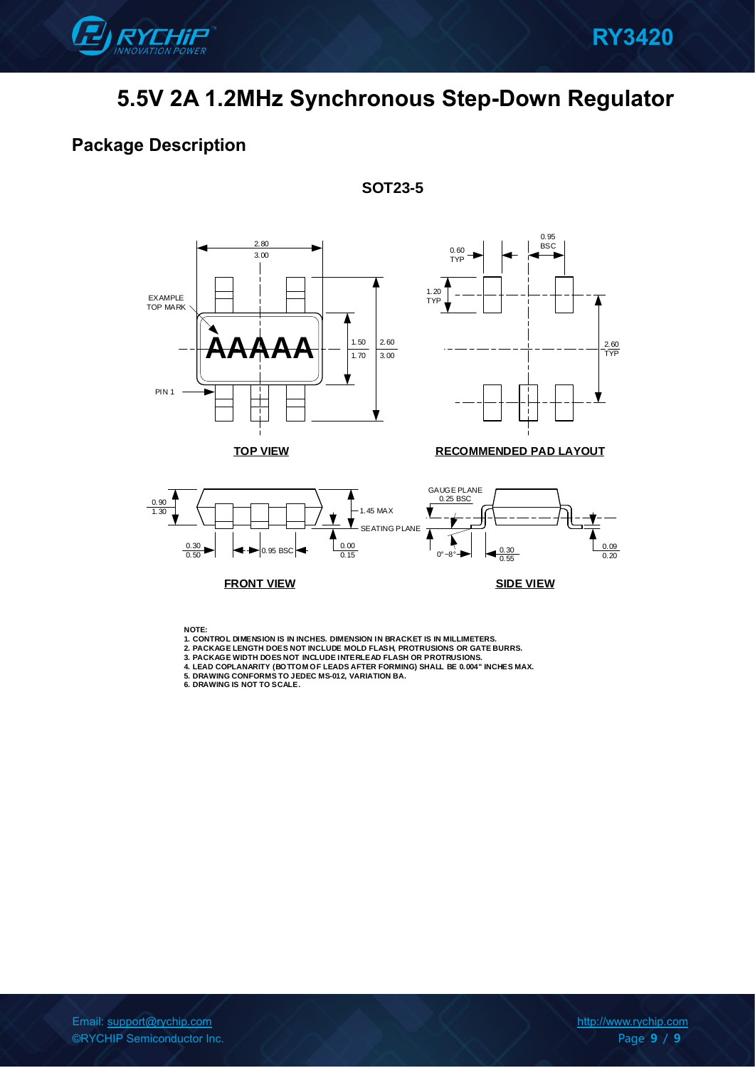# 5.5V 2A 1.2MHz Synchronous Step-Down Regulator

## Package Description

**SOT23-5**

2.80
3.00
EXAMPLE TOP MARK
AAAAA
PIN 1
1.50
1.70
2.60
3.00

**TOP VIEW**

0.60 TYP
0.95 BSC
1.20 TYP
2.60 TYP

**RECOMMENDED PAD LAYOUT**

0.90
1.30
1.45 MAX
0.30
0.50
0.95 BSC
0.00
0.15

**FRONT VIEW**

GAUGE PLANE
0.25 BSC
SEATING PLANE
0°~8°
0.30
0.55
0.09
0.20

**SIDE VIEW**

**NOTE:**

1. CONTROL DIMENSION IS IN INCHES. DIMENSION IN BRACKET IS IN MILLIMETERS.
2. PACKAGE LENGTH DOES NOT INCLUDE MOLD FLASH, PROTRUSIONS OR GATE BURRS.
3. PACKAGE WIDTH DOES NOT INCLUDE INTERLEAD FLASH OR PROTRUSIONS.
4. LEAD COPLANARITY (BOTTOM OF LEADS AFTER FORMING) SHALL BE 0.004" INCHES MAX.
5. DRAWING CONFORMS TO JEDEC MS-012, VARIATION BA.
6. DRAWING IS NOT TO SCALE.